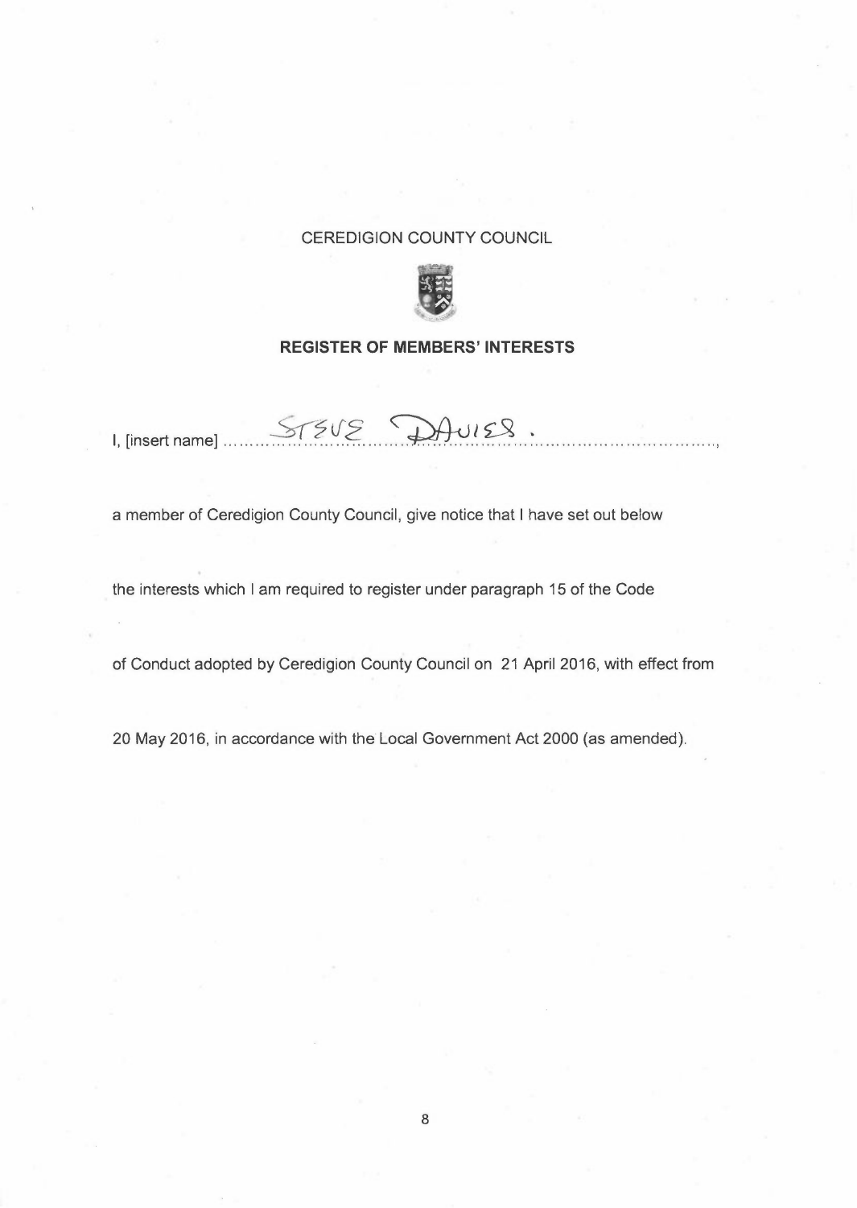CEREDIGION COUNTY COUNCIL

**REGISTER OF MEMBERS' INTERESTS**

I, [insert name] ........STEVE DAVIES.............................................,

a member of Ceredigion County Council, give notice that I have set out below

the interests which I am required to register under paragraph 15 of the Code

of Conduct adopted by Ceredigion County Council on 21 April 2016, with effect from

20 May 2016, in accordance with the Local Government Act 2000 (as amended).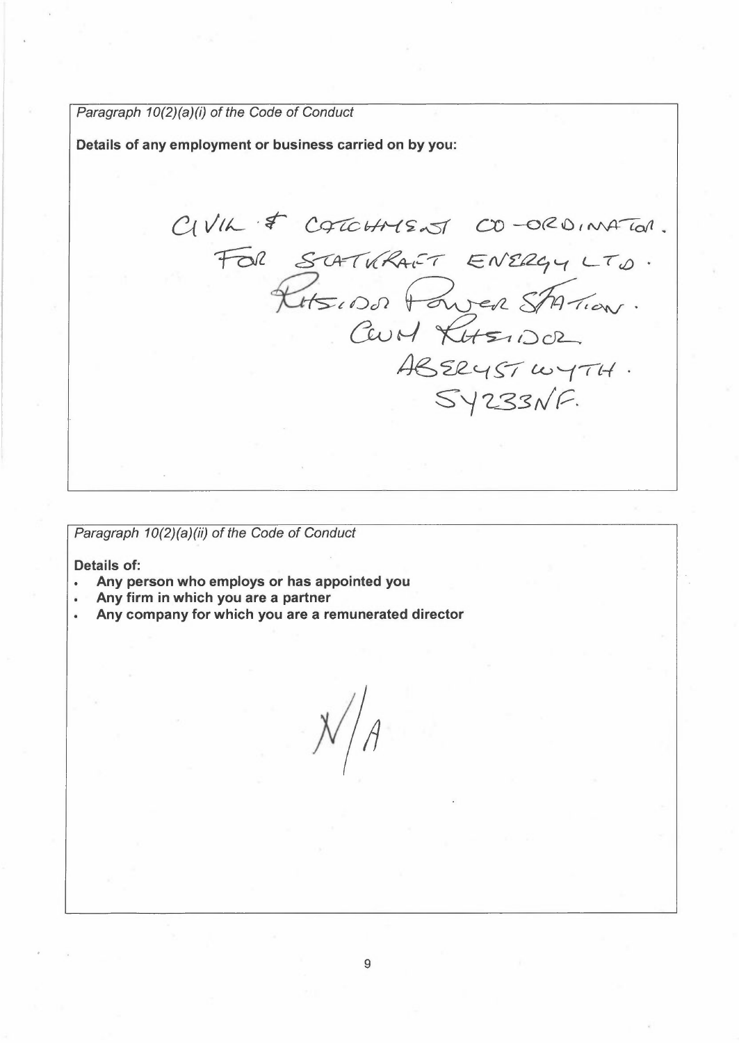*Paragraph 10(2)(a)(i) of the Code of Conduct*

**Details of any employment or business carried on by you:**

CIVIL & CATCHMENT CO-ORDINATOR.
FOR STATKRAFT ENERGY LTD.
RHEIDOL POWER STATION.
CWM RHEIDOL
ABERYSTWYTH.
SY23 3NF.

*Paragraph 10(2)(a)(ii) of the Code of Conduct*

**Details of:**

- **Any person who employs or has appointed you**
- **Any firm in which you are a partner**
- **Any company for which you are a remunerated director**

N/A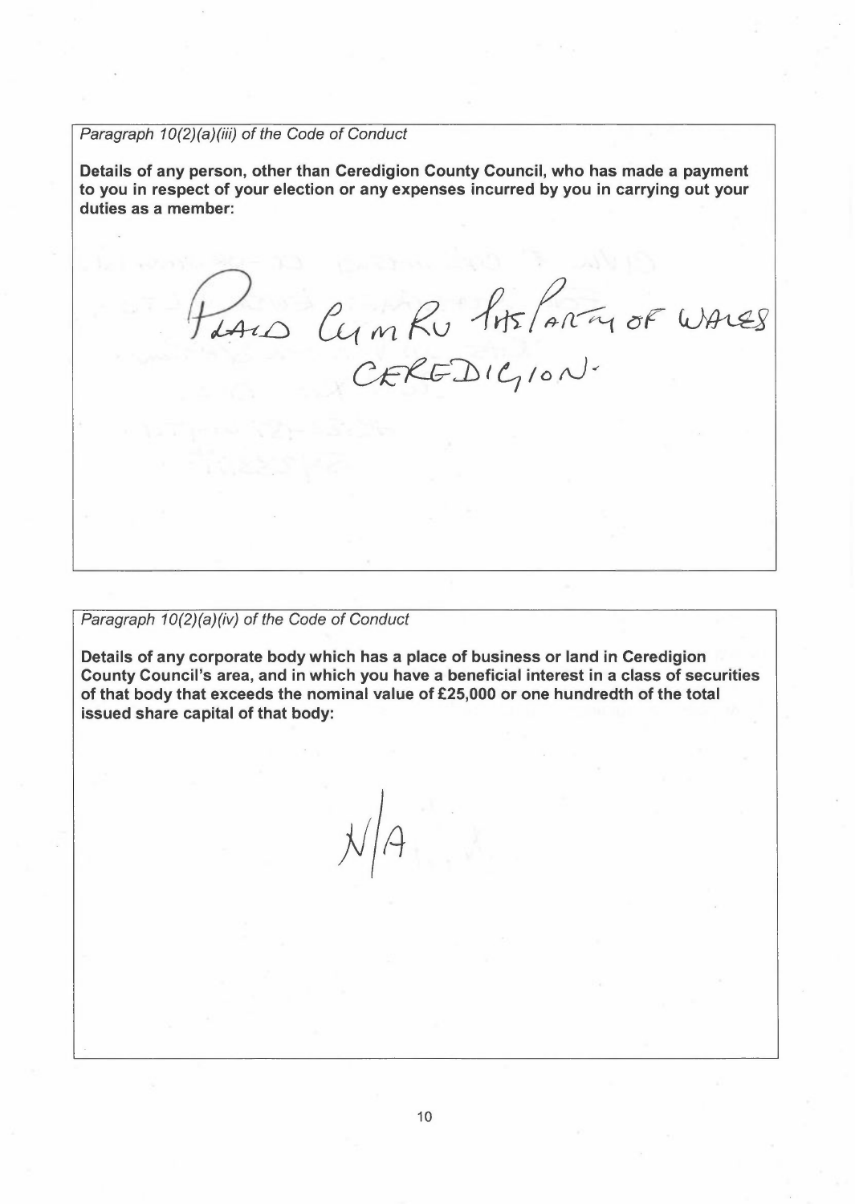*Paragraph 10(2)(a)(iii) of the Code of Conduct*

**Details of any person, other than Ceredigion County Council, who has made a payment to you in respect of your election or any expenses incurred by you in carrying out your duties as a member:**

PLAID CYMRU THE PARTY OF WALES CEREDIGION.

*Paragraph 10(2)(a)(iv) of the Code of Conduct*

**Details of any corporate body which has a place of business or land in Ceredigion County Council's area, and in which you have a beneficial interest in a class of securities of that body that exceeds the nominal value of £25,000 or one hundredth of the total issued share capital of that body:**

N/A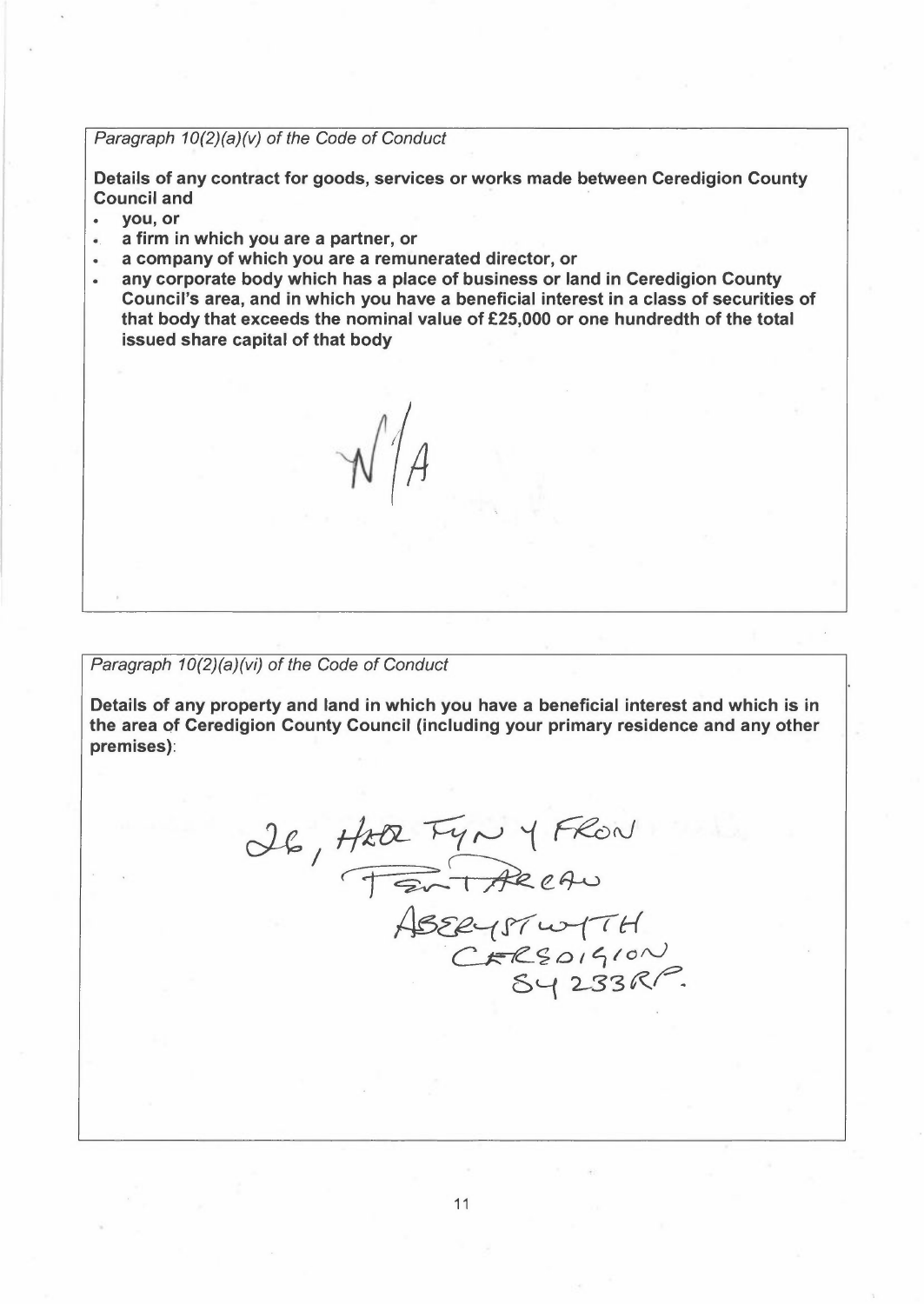*Paragraph 10(2)(a)(v) of the Code of Conduct*

**Details of any contract for goods, services or works made between Ceredigion County Council and**

- **you, or**
- **a firm in which you are a partner, or**
- **a company of which you are a remunerated director, or**
- **any corporate body which has a place of business or land in Ceredigion County Council's area, and in which you have a beneficial interest in a class of securities of that body that exceeds the nominal value of £25,000 or one hundredth of the total issued share capital of that body**

N/A

*Paragraph 10(2)(a)(vi) of the Code of Conduct*

**Details of any property and land in which you have a beneficial interest and which is in the area of Ceredigion County Council (including your primary residence and any other premises)**:

26, HEOL TYN Y FRON
PENPARCAU
ABERYSTWYTH
CEREDIGION
SY23 3RP.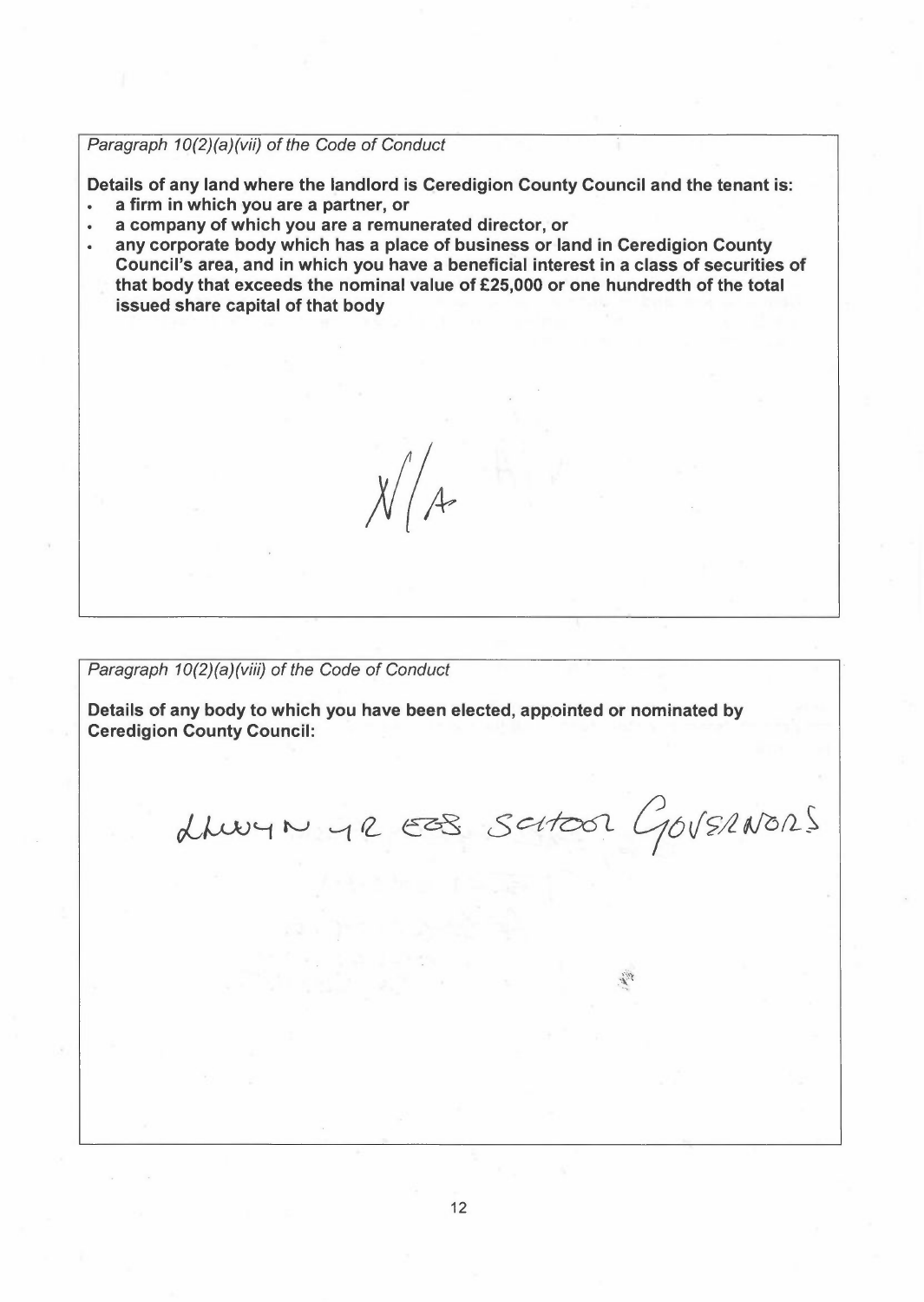*Paragraph 10(2)(a)(vii) of the Code of Conduct*

**Details of any land where the landlord is Ceredigion County Council and the tenant is:**

- **a firm in which you are a partner, or**
- **a company of which you are a remunerated director, or**
- **any corporate body which has a place of business or land in Ceredigion County Council's area, and in which you have a beneficial interest in a class of securities of that body that exceeds the nominal value of £25,000 or one hundredth of the total issued share capital of that body**

N/A

*Paragraph 10(2)(a)(viii) of the Code of Conduct*

**Details of any body to which you have been elected, appointed or nominated by Ceredigion County Council:**

LLWYN YR EOS SCHOOL GOVERNORS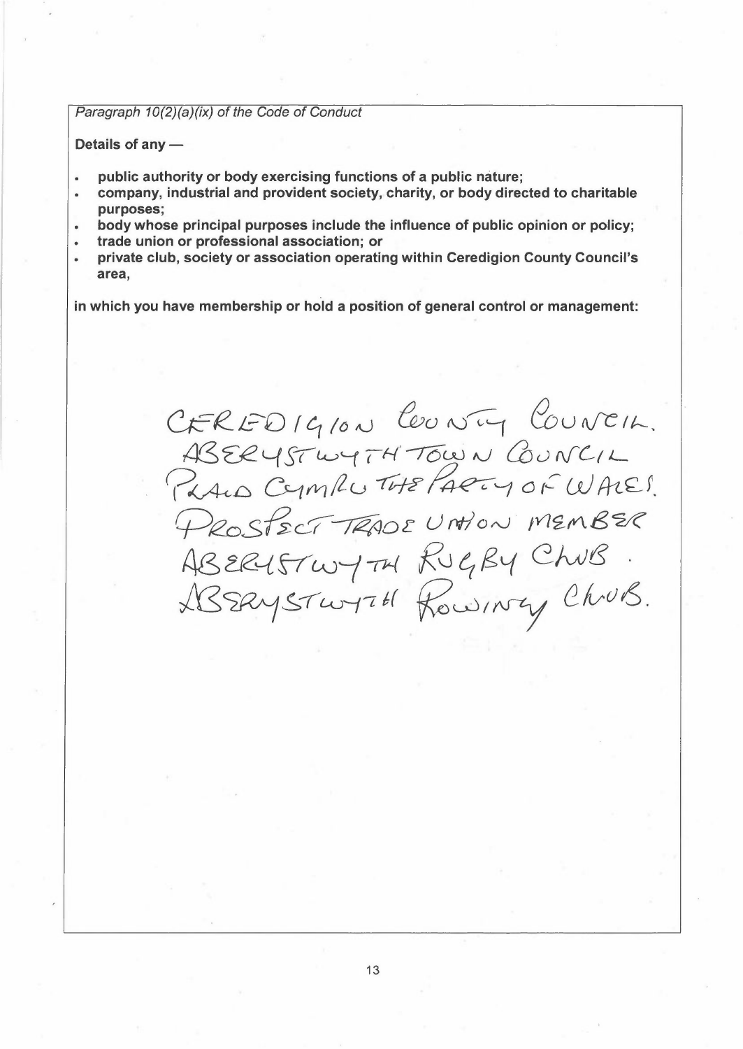*Paragraph 10(2)(a)(ix) of the Code of Conduct*

**Details of any —**

- **public authority or body exercising functions of a public nature;**
- **company, industrial and provident society, charity, or body directed to charitable purposes;**
- **body whose principal purposes include the influence of public opinion or policy;**
- **trade union or professional association; or**
- **private club, society or association operating within Ceredigion County Council's area,**

**in which you have membership or hold a position of general control or management:**

CEREDIGION COUNTY COUNCIL.
ABERYSTWYTH TOWN COUNCIL
PLAID CYMRU THE PARTY OF WALES.
PROSPECT TRADE UNION MEMBER
ABERYSTWYTH RUGBY CLUB.
ABERYSTWYTH ROWING CLUB.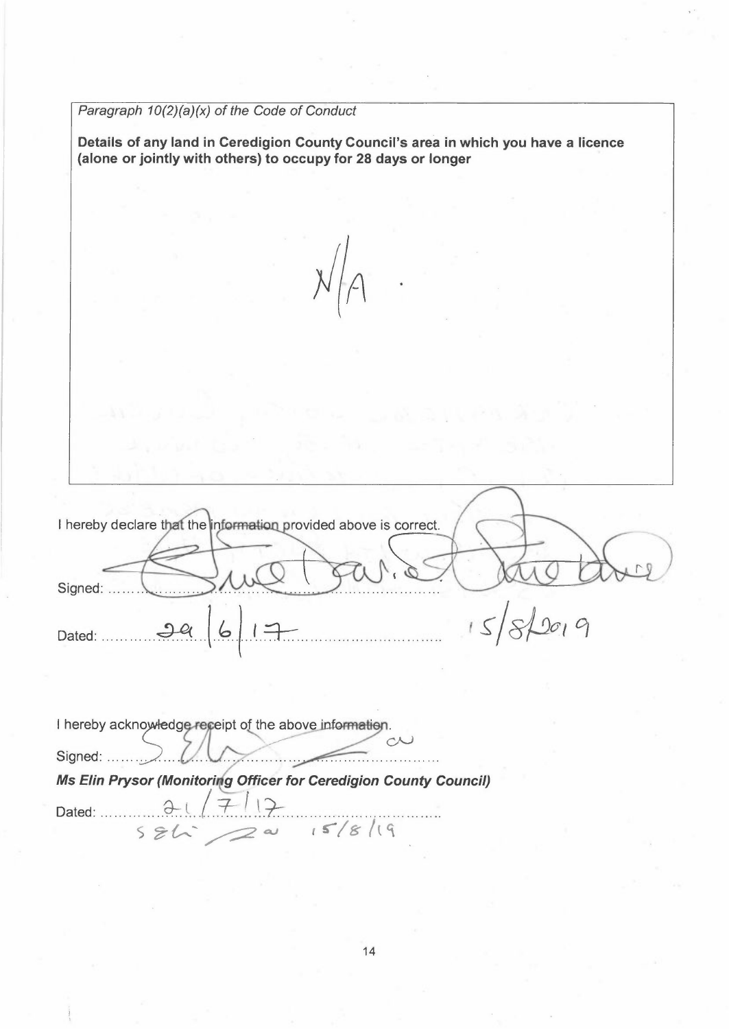*Paragraph 10(2)(a)(x) of the Code of Conduct*

**Details of any land in Ceredigion County Council's area in which you have a licence (alone or jointly with others) to occupy for 28 days or longer**

N/A.

I hereby declare that the information provided above is correct.

Signed: ..................................................

Dated: 29/6/17 .......................................... 15/8/2019

I hereby acknowledge receipt of the above information.

Signed: ..................................................

***Ms Elin Prysor (Monitoring Officer for Ceredigion County Council)***

Dated: 21/7/17 ..........................................

15/8/19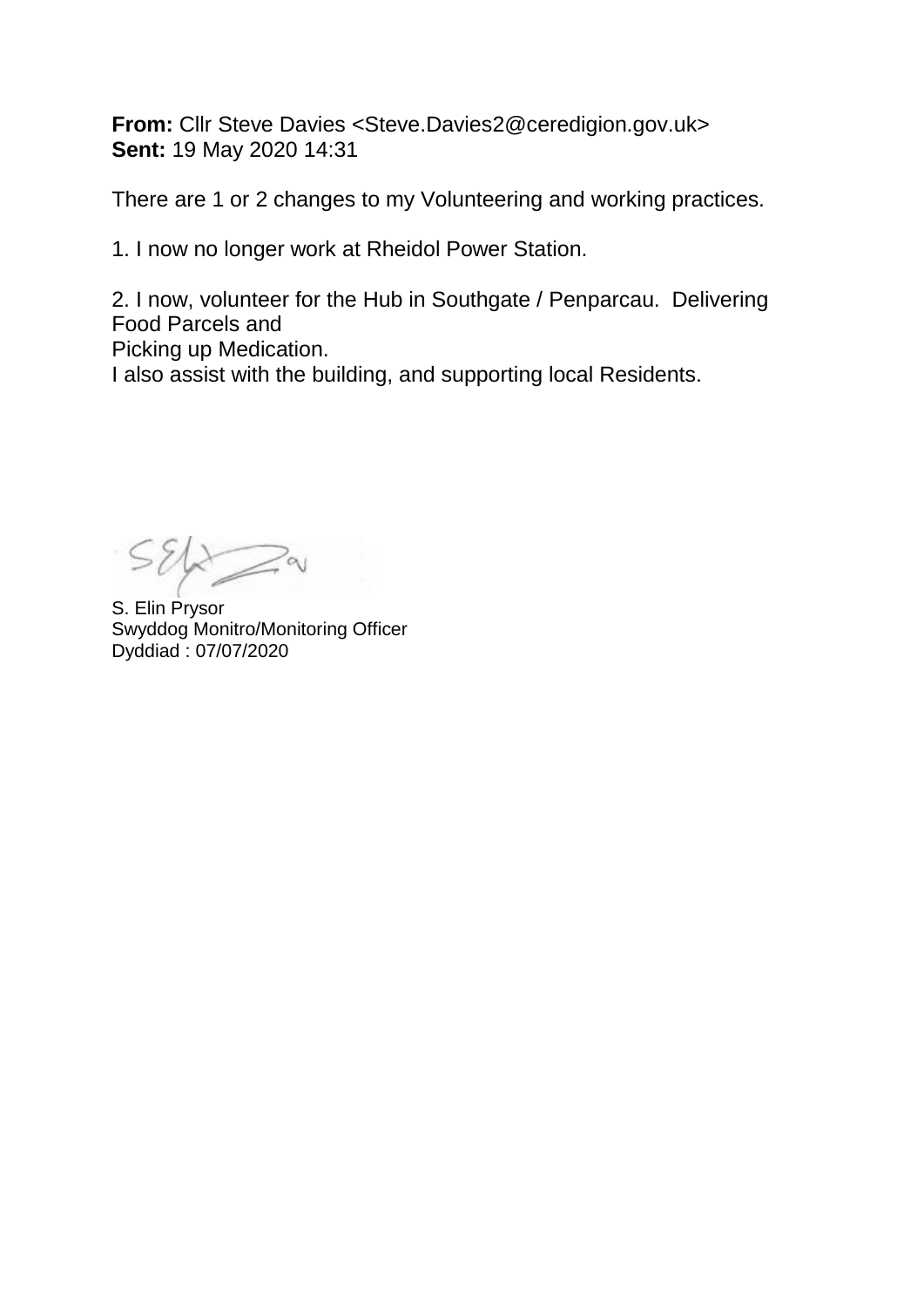**From:** Cllr Steve Davies <Steve.Davies2@ceredigion.gov.uk>
**Sent:** 19 May 2020 14:31

There are 1 or 2 changes to my Volunteering and working practices.

1. I now no longer work at Rheidol Power Station.

2. I now, volunteer for the Hub in Southgate / Penparcau. Delivering Food Parcels and
Picking up Medication.
I also assist with the building, and supporting local Residents.

S. Elin Prysor
Swyddog Monitro/Monitoring Officer
Dyddiad : 07/07/2020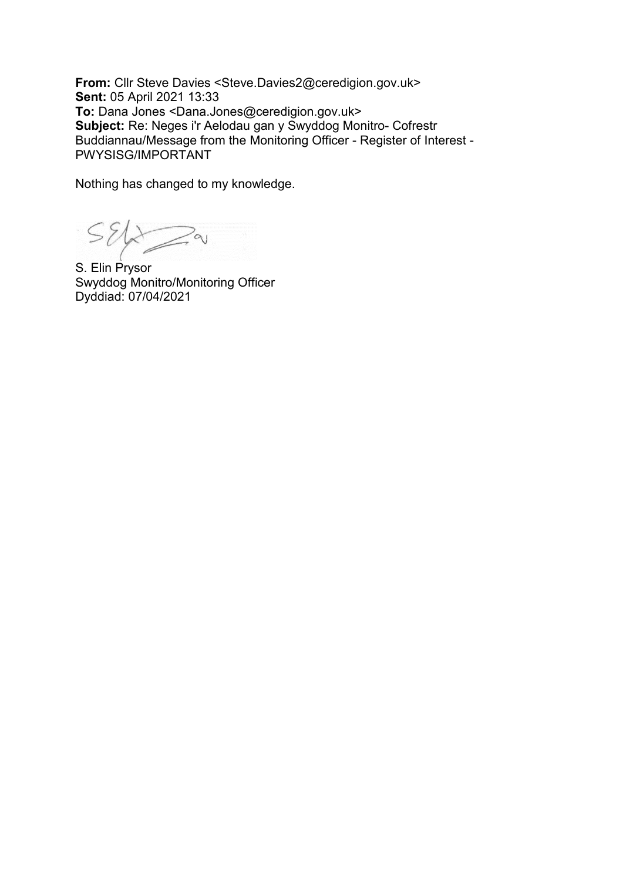**From:** Cllr Steve Davies <Steve.Davies2@ceredigion.gov.uk>
**Sent:** 05 April 2021 13:33
**To:** Dana Jones <Dana.Jones@ceredigion.gov.uk>
**Subject:** Re: Neges i'r Aelodau gan y Swyddog Monitro- Cofrestr Buddiannau/Message from the Monitoring Officer - Register of Interest - PWYSISG/IMPORTANT

Nothing has changed to my knowledge.

S. Elin Prysor
Swyddog Monitro/Monitoring Officer
Dyddiad: 07/04/2021